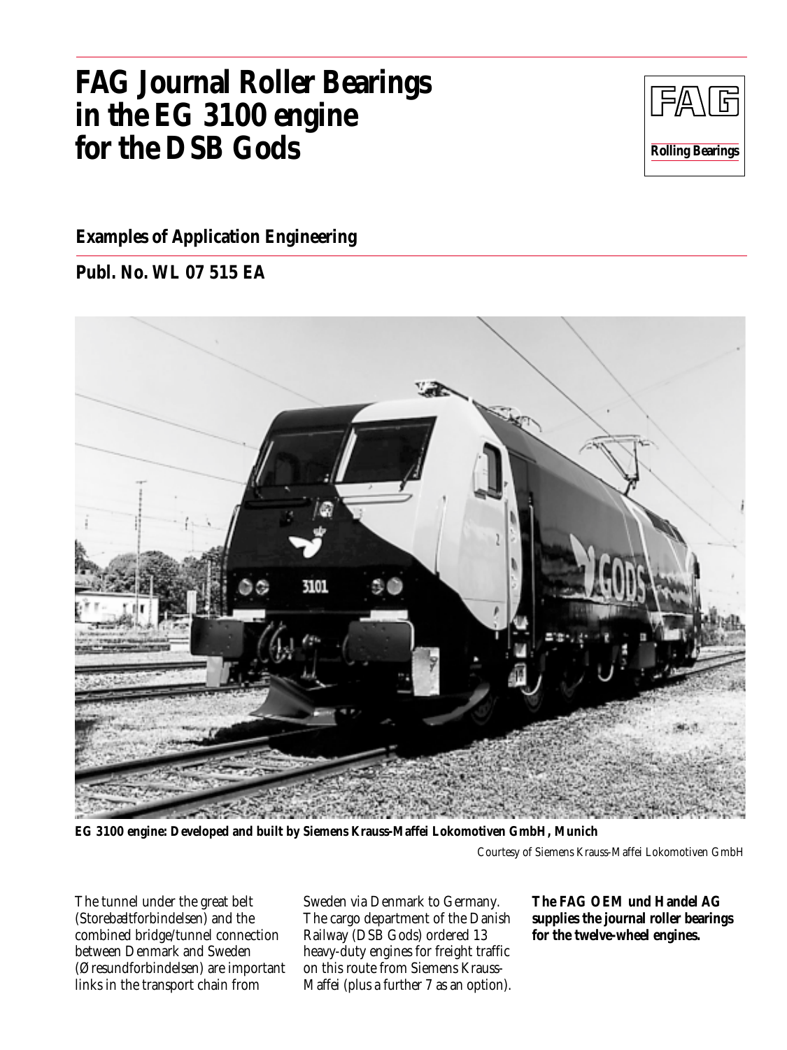# FAG Journal Roller Bearings in the EG 3100 engine for the DSB Gods

**Rolling Bearings**

## Examples of Application Engineering

## Publ. No. WL 07 515 EA

**EG 3100 engine: Developed and built by Siemens Krauss-Maffei Lokomotiven GmbH, Munich**

Courtesy of Siemens Krauss-Maffei Lokomotiven GmbH

The tunnel under the great belt (Storebæltforbindelsen) and the combined bridge/tunnel connection between Denmark and Sweden (Øresundforbindelsen) are important links in the transport chain from Sweden via Denmark to Germany. The cargo department of the Danish Railway (DSB Gods) ordered 13 heavy-duty engines for freight traffic on this route from Siemens Krauss-Maffei (plus a further 7 as an option).

**The FAG OEM und Handel AG supplies the journal roller bearings for the twelve-wheel engines.**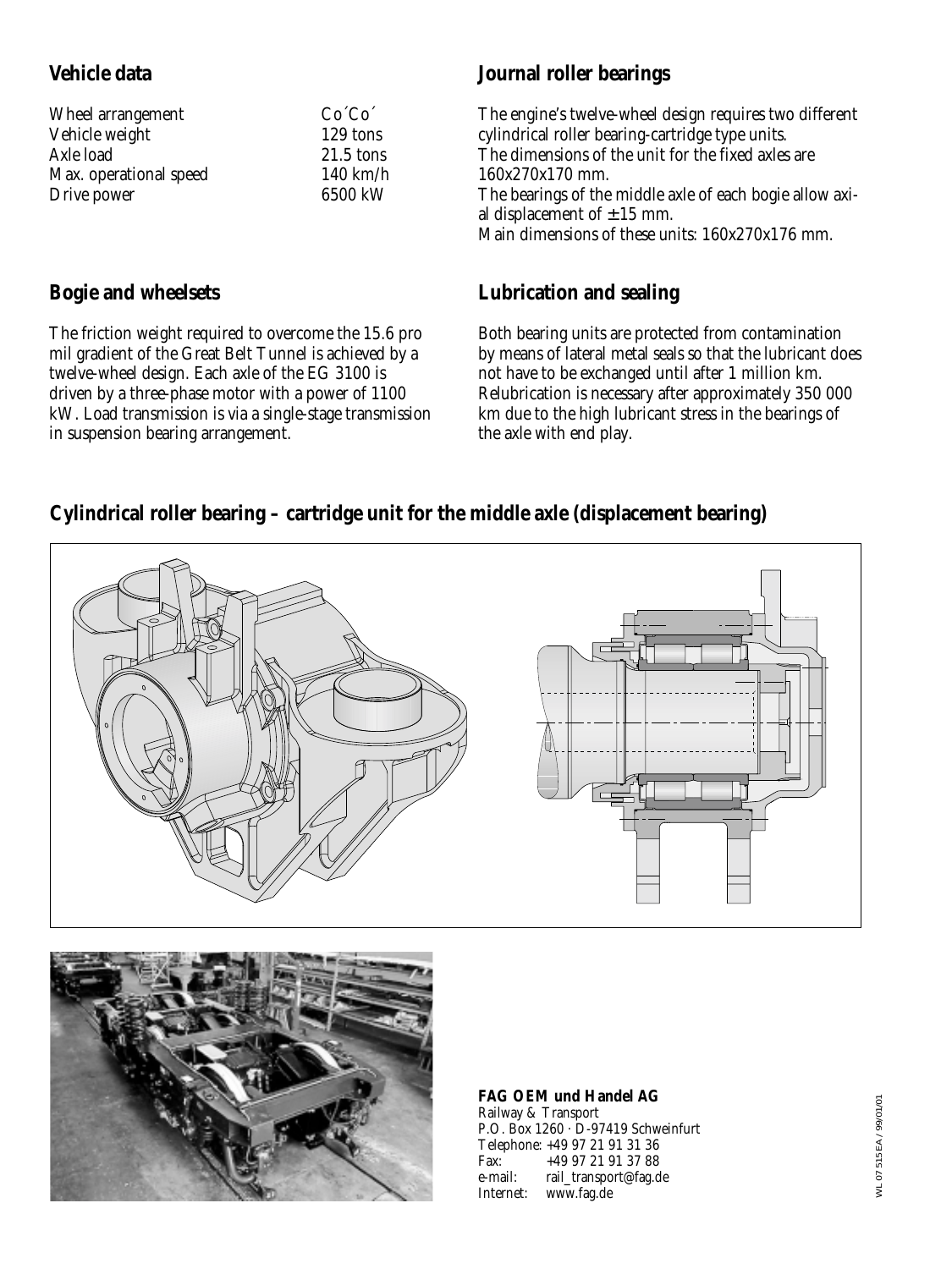## Vehicle data

| | |
|---|---|
| Wheel arrangement | Co´Co´ |
| Vehicle weight | 129 tons |
| Axle load | 21.5 tons |
| Max. operational speed | 140 km/h |
| Drive power | 6500 kW |

## Bogie and wheelsets

The friction weight required to overcome the 15.6 pro mil gradient of the Great Belt Tunnel is achieved by a twelve-wheel design. Each axle of the EG 3100 is driven by a three-phase motor with a power of 1100 kW. Load transmission is via a single-stage transmission in suspension bearing arrangement.

## Journal roller bearings

The engine's twelve-wheel design requires two different cylindrical roller bearing-cartridge type units.
The dimensions of the unit for the fixed axles are 160x270x170 mm.
The bearings of the middle axle of each bogie allow axial displacement of ±15 mm.
Main dimensions of these units: 160x270x176 mm.

## Lubrication and sealing

Both bearing units are protected from contamination by means of lateral metal seals so that the lubricant does not have to be exchanged until after 1 million km. Relubrication is necessary after approximately 350 000 km due to the high lubricant stress in the bearings of the axle with end play.

## Cylindrical roller bearing – cartridge unit for the middle axle (displacement bearing)

**FAG OEM und Handel AG**
Railway & Transport
P.O. Box 1260 · D-97419 Schweinfurt
Telephone: +49 97 21 91 31 36
Fax: +49 97 21 91 37 88
e-mail: rail_transport@fag.de
Internet: www.fag.de

WL 07 515 EA / 99/01/01